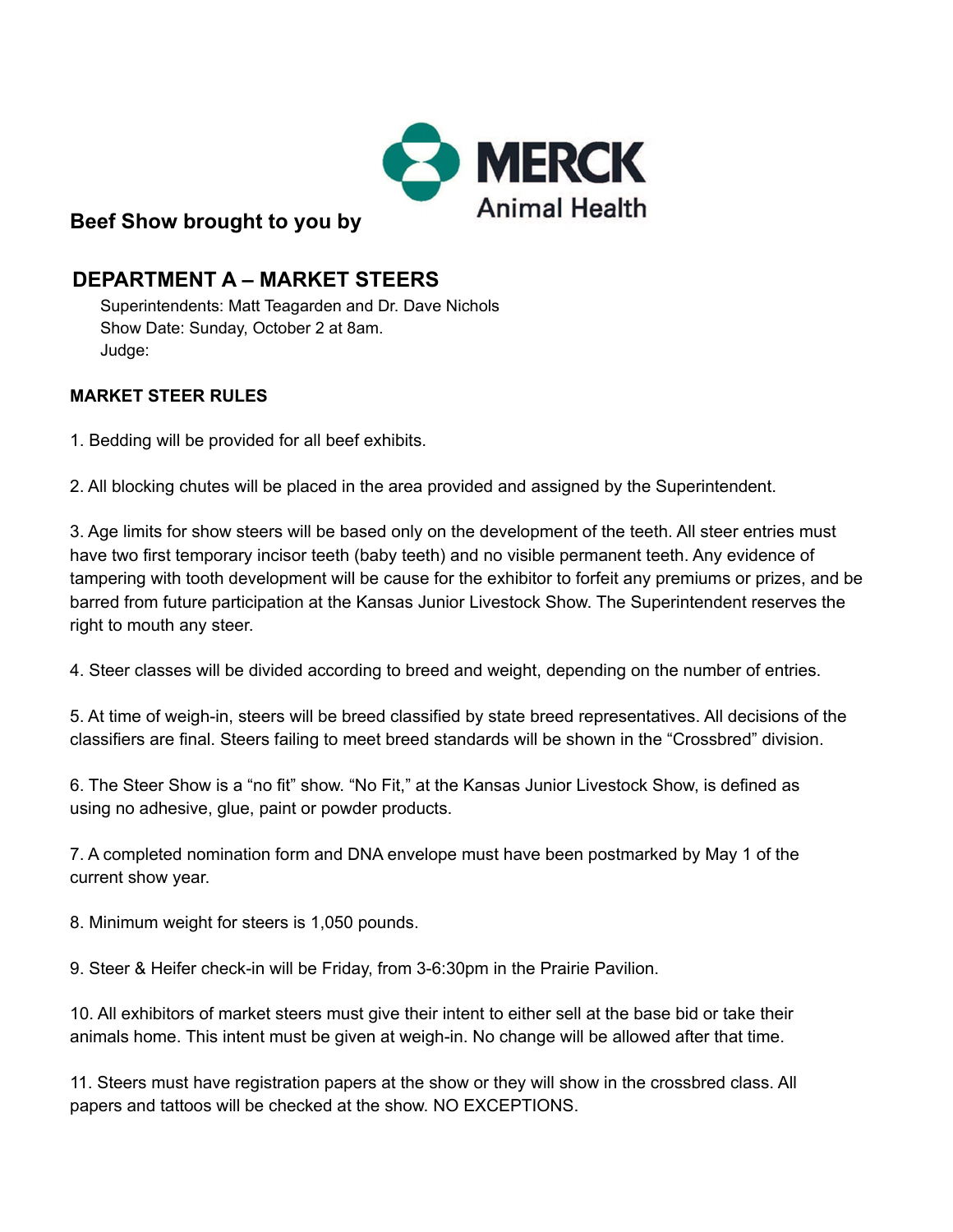**Beef Show brought to you by** MERCK Animal Health

## DEPARTMENT A – MARKET STEERS

Superintendents: Matt Teagarden and Dr. Dave Nichols
Show Date: Sunday, October 2 at 8am.
Judge:

### MARKET STEER RULES

1. Bedding will be provided for all beef exhibits.

2. All blocking chutes will be placed in the area provided and assigned by the Superintendent.

3. Age limits for show steers will be based only on the development of the teeth. All steer entries must have two first temporary incisor teeth (baby teeth) and no visible permanent teeth. Any evidence of tampering with tooth development will be cause for the exhibitor to forfeit any premiums or prizes, and be barred from future participation at the Kansas Junior Livestock Show. The Superintendent reserves the right to mouth any steer.

4. Steer classes will be divided according to breed and weight, depending on the number of entries.

5. At time of weigh-in, steers will be breed classified by state breed representatives. All decisions of the classifiers are final. Steers failing to meet breed standards will be shown in the "Crossbred" division.

6. The Steer Show is a "no fit" show. "No Fit," at the Kansas Junior Livestock Show, is defined as using no adhesive, glue, paint or powder products.

7. A completed nomination form and DNA envelope must have been postmarked by May 1 of the current show year.

8. Minimum weight for steers is 1,050 pounds.

9. Steer & Heifer check-in will be Friday, from 3-6:30pm in the Prairie Pavilion.

10. All exhibitors of market steers must give their intent to either sell at the base bid or take their animals home. This intent must be given at weigh-in. No change will be allowed after that time.

11. Steers must have registration papers at the show or they will show in the crossbred class. All papers and tattoos will be checked at the show. NO EXCEPTIONS.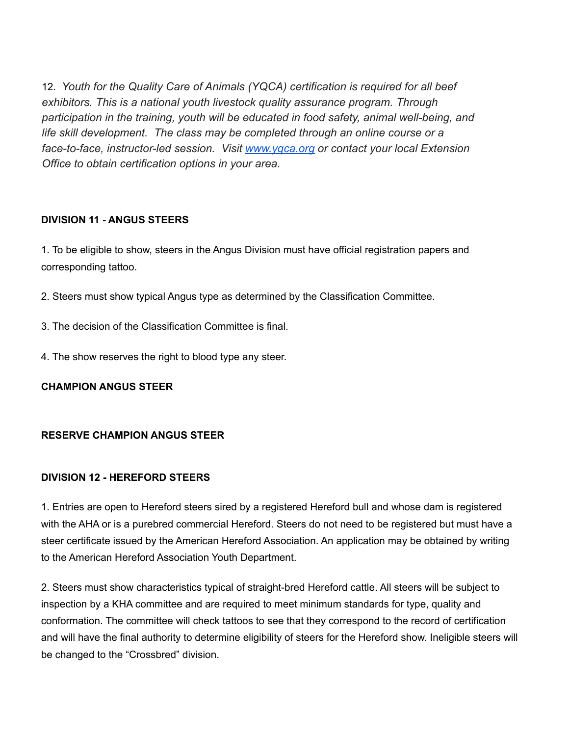12. *Youth for the Quality Care of Animals (YQCA) certification is required for all beef exhibitors. This is a national youth livestock quality assurance program. Through participation in the training, youth will be educated in food safety, animal well-being, and life skill development. The class may be completed through an online course or a face-to-face, instructor-led session. Visit [www.yqca.org](http://www.yqca.org) or contact your local Extension Office to obtain certification options in your area.*

**DIVISION 11 - ANGUS STEERS**

1. To be eligible to show, steers in the Angus Division must have official registration papers and corresponding tattoo.

2. Steers must show typical Angus type as determined by the Classification Committee.

3. The decision of the Classification Committee is final.

4. The show reserves the right to blood type any steer.

**CHAMPION ANGUS STEER**

**RESERVE CHAMPION ANGUS STEER**

**DIVISION 12 - HEREFORD STEERS**

1. Entries are open to Hereford steers sired by a registered Hereford bull and whose dam is registered with the AHA or is a purebred commercial Hereford. Steers do not need to be registered but must have a steer certificate issued by the American Hereford Association. An application may be obtained by writing to the American Hereford Association Youth Department.

2. Steers must show characteristics typical of straight-bred Hereford cattle. All steers will be subject to inspection by a KHA committee and are required to meet minimum standards for type, quality and conformation. The committee will check tattoos to see that they correspond to the record of certification and will have the final authority to determine eligibility of steers for the Hereford show. Ineligible steers will be changed to the "Crossbred" division.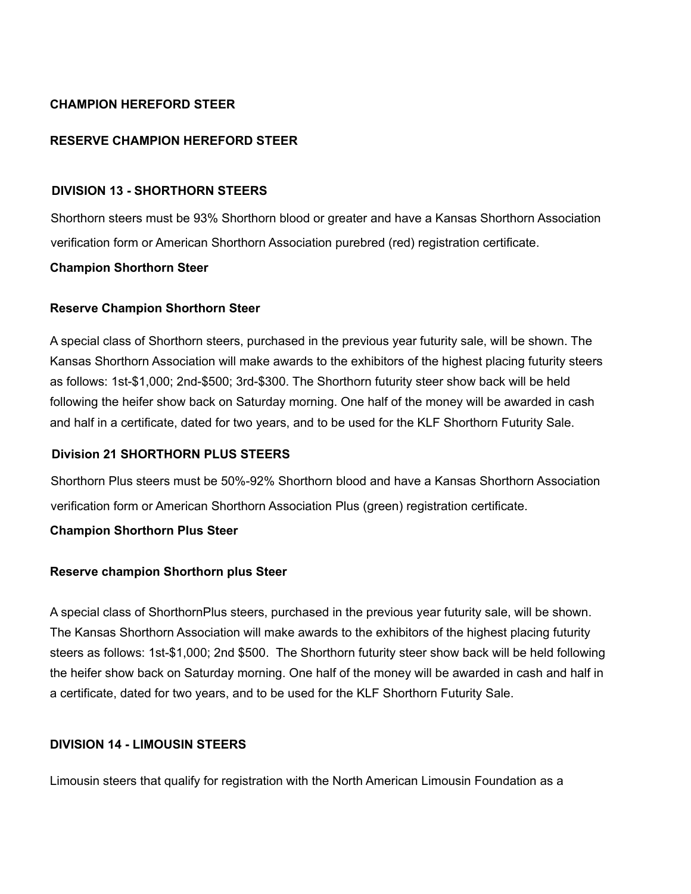**CHAMPION HEREFORD STEER**

**RESERVE CHAMPION HEREFORD STEER**

## DIVISION 13 - SHORTHORN STEERS

Shorthorn steers must be 93% Shorthorn blood or greater and have a Kansas Shorthorn Association verification form or American Shorthorn Association purebred (red) registration certificate.

**Champion Shorthorn Steer**

**Reserve Champion Shorthorn Steer**

A special class of Shorthorn steers, purchased in the previous year futurity sale, will be shown. The Kansas Shorthorn Association will make awards to the exhibitors of the highest placing futurity steers as follows: 1st-$1,000; 2nd-$500; 3rd-$300. The Shorthorn futurity steer show back will be held following the heifer show back on Saturday morning. One half of the money will be awarded in cash and half in a certificate, dated for two years, and to be used for the KLF Shorthorn Futurity Sale.

## Division 21 SHORTHORN PLUS STEERS

Shorthorn Plus steers must be 50%-92% Shorthorn blood and have a Kansas Shorthorn Association verification form or American Shorthorn Association Plus (green) registration certificate.

**Champion Shorthorn Plus Steer**

**Reserve champion Shorthorn plus Steer**

A special class of ShorthornPlus steers, purchased in the previous year futurity sale, will be shown. The Kansas Shorthorn Association will make awards to the exhibitors of the highest placing futurity steers as follows: 1st-$1,000; 2nd $500. The Shorthorn futurity steer show back will be held following the heifer show back on Saturday morning. One half of the money will be awarded in cash and half in a certificate, dated for two years, and to be used for the KLF Shorthorn Futurity Sale.

## DIVISION 14 - LIMOUSIN STEERS

Limousin steers that qualify for registration with the North American Limousin Foundation as a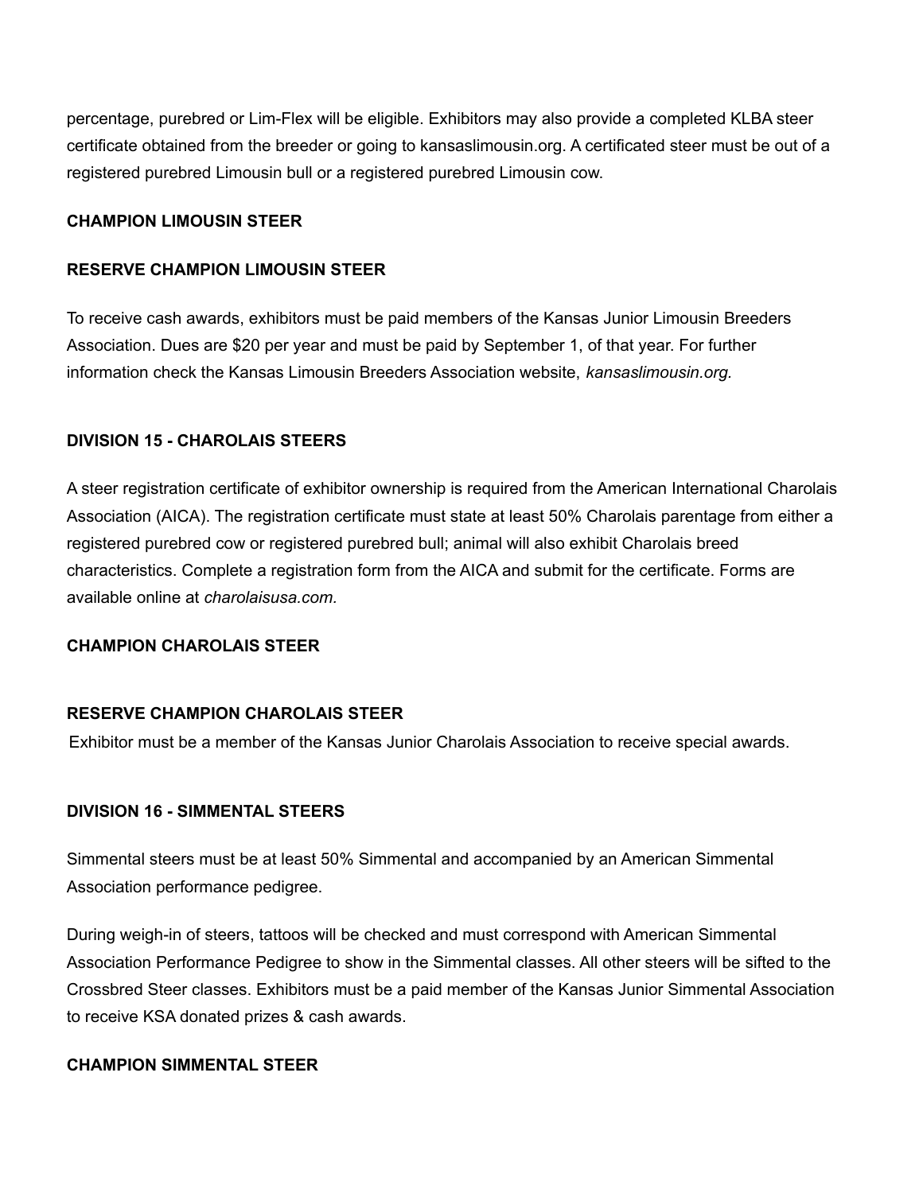percentage, purebred or Lim-Flex will be eligible. Exhibitors may also provide a completed KLBA steer certificate obtained from the breeder or going to kansaslimousin.org. A certificated steer must be out of a registered purebred Limousin bull or a registered purebred Limousin cow.

**CHAMPION LIMOUSIN STEER**

**RESERVE CHAMPION LIMOUSIN STEER**

To receive cash awards, exhibitors must be paid members of the Kansas Junior Limousin Breeders Association. Dues are $20 per year and must be paid by September 1, of that year. For further information check the Kansas Limousin Breeders Association website, *kansaslimousin.org.*

**DIVISION 15 - CHAROLAIS STEERS**

A steer registration certificate of exhibitor ownership is required from the American International Charolais Association (AICA). The registration certificate must state at least 50% Charolais parentage from either a registered purebred cow or registered purebred bull; animal will also exhibit Charolais breed characteristics. Complete a registration form from the AICA and submit for the certificate. Forms are available online at *charolaisusa.com.*

**CHAMPION CHAROLAIS STEER**

**RESERVE CHAMPION CHAROLAIS STEER**

Exhibitor must be a member of the Kansas Junior Charolais Association to receive special awards.

**DIVISION 16 - SIMMENTAL STEERS**

Simmental steers must be at least 50% Simmental and accompanied by an American Simmental Association performance pedigree.

During weigh-in of steers, tattoos will be checked and must correspond with American Simmental Association Performance Pedigree to show in the Simmental classes. All other steers will be sifted to the Crossbred Steer classes. Exhibitors must be a paid member of the Kansas Junior Simmental Association to receive KSA donated prizes & cash awards.

**CHAMPION SIMMENTAL STEER**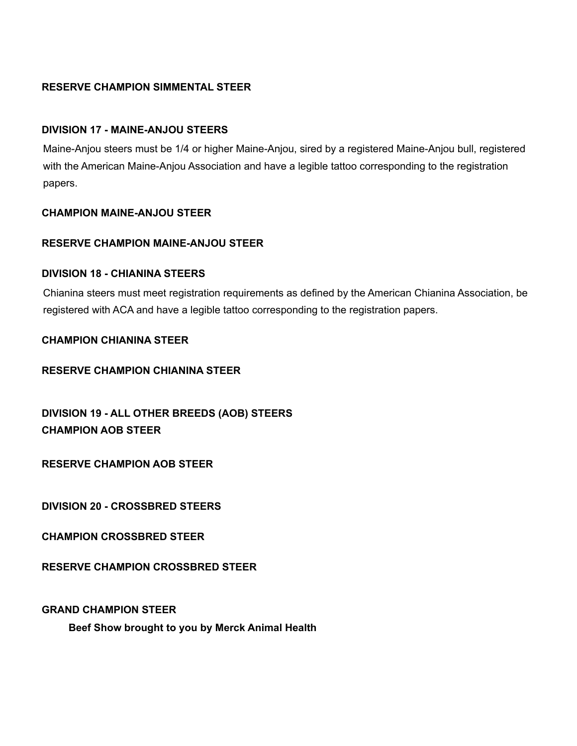**RESERVE CHAMPION SIMMENTAL STEER**

**DIVISION 17 - MAINE-ANJOU STEERS**

Maine-Anjou steers must be 1/4 or higher Maine-Anjou, sired by a registered Maine-Anjou bull, registered with the American Maine-Anjou Association and have a legible tattoo corresponding to the registration papers.

**CHAMPION MAINE-ANJOU STEER**

**RESERVE CHAMPION MAINE-ANJOU STEER**

**DIVISION 18 - CHIANINA STEERS**

Chianina steers must meet registration requirements as defined by the American Chianina Association, be registered with ACA and have a legible tattoo corresponding to the registration papers.

**CHAMPION CHIANINA STEER**

**RESERVE CHAMPION CHIANINA STEER**

**DIVISION 19 - ALL OTHER BREEDS (AOB) STEERS**
**CHAMPION AOB STEER**

**RESERVE CHAMPION AOB STEER**

**DIVISION 20 - CROSSBRED STEERS**

**CHAMPION CROSSBRED STEER**

**RESERVE CHAMPION CROSSBRED STEER**

**GRAND CHAMPION STEER**

**Beef Show brought to you by Merck Animal Health**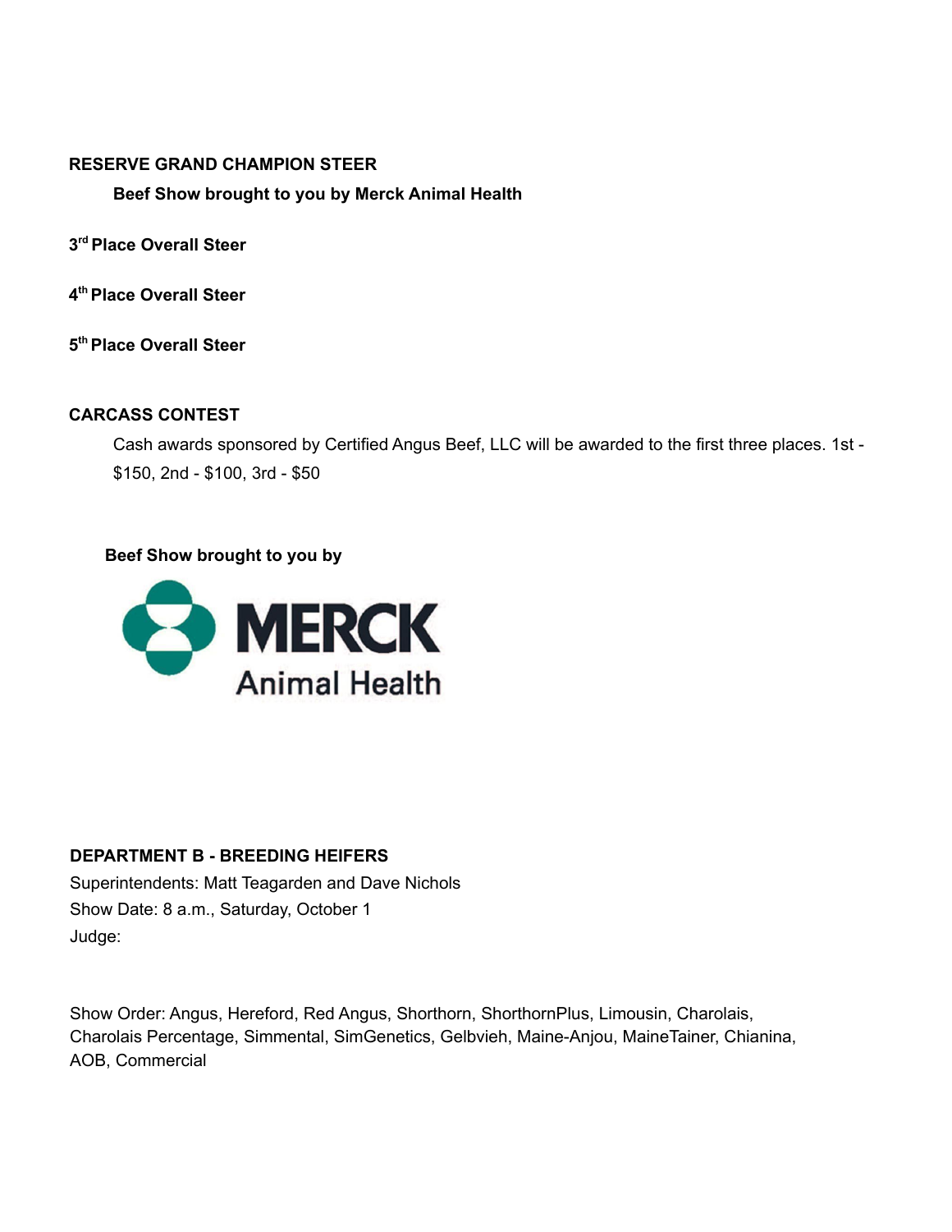**RESERVE GRAND CHAMPION STEER**

**Beef Show brought to you by Merck Animal Health**

**3rd Place Overall Steer**

**4th Place Overall Steer**

**5th Place Overall Steer**

**CARCASS CONTEST**

Cash awards sponsored by Certified Angus Beef, LLC will be awarded to the first three places. 1st - $150, 2nd - $100, 3rd - $50

**Beef Show brought to you by**

MERCK Animal Health

**DEPARTMENT B - BREEDING HEIFERS**

Superintendents: Matt Teagarden and Dave Nichols
Show Date: 8 a.m., Saturday, October 1
Judge:

Show Order: Angus, Hereford, Red Angus, Shorthorn, ShorthornPlus, Limousin, Charolais, Charolais Percentage, Simmental, SimGenetics, Gelbvieh, Maine-Anjou, MaineTainer, Chianina, AOB, Commercial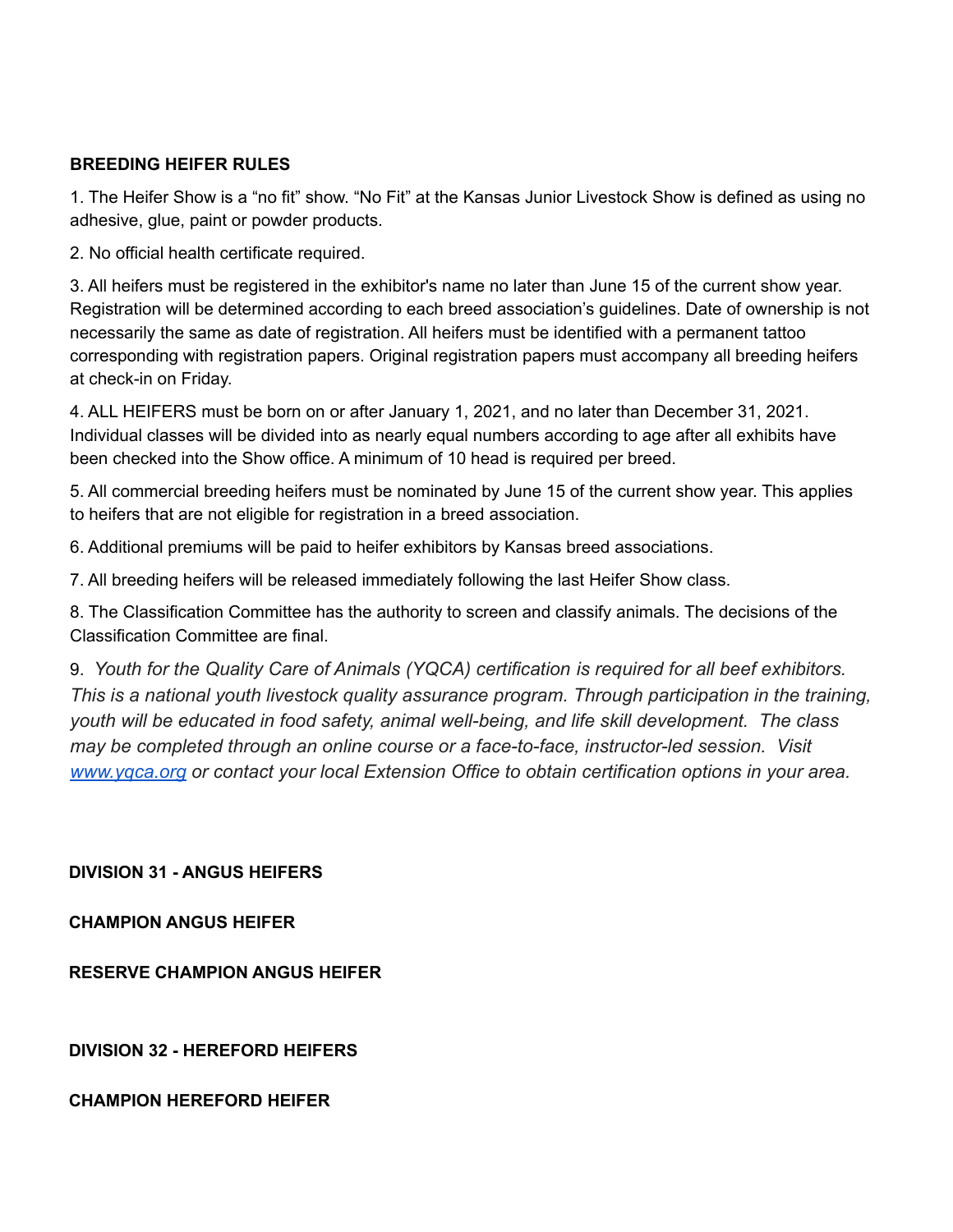**BREEDING HEIFER RULES**

1. The Heifer Show is a "no fit" show. "No Fit" at the Kansas Junior Livestock Show is defined as using no adhesive, glue, paint or powder products.

2. No official health certificate required.

3. All heifers must be registered in the exhibitor's name no later than June 15 of the current show year. Registration will be determined according to each breed association's guidelines. Date of ownership is not necessarily the same as date of registration. All heifers must be identified with a permanent tattoo corresponding with registration papers. Original registration papers must accompany all breeding heifers at check-in on Friday.

4. ALL HEIFERS must be born on or after January 1, 2021, and no later than December 31, 2021. Individual classes will be divided into as nearly equal numbers according to age after all exhibits have been checked into the Show office. A minimum of 10 head is required per breed.

5. All commercial breeding heifers must be nominated by June 15 of the current show year. This applies to heifers that are not eligible for registration in a breed association.

6. Additional premiums will be paid to heifer exhibitors by Kansas breed associations.

7. All breeding heifers will be released immediately following the last Heifer Show class.

8. The Classification Committee has the authority to screen and classify animals. The decisions of the Classification Committee are final.

9. *Youth for the Quality Care of Animals (YQCA) certification is required for all beef exhibitors. This is a national youth livestock quality assurance program. Through participation in the training, youth will be educated in food safety, animal well-being, and life skill development. The class may be completed through an online course or a face-to-face, instructor-led session. Visit [www.yqca.org](http://www.yqca.org) or contact your local Extension Office to obtain certification options in your area.*

**DIVISION 31 - ANGUS HEIFERS**

**CHAMPION ANGUS HEIFER**

**RESERVE CHAMPION ANGUS HEIFER**

**DIVISION 32 - HEREFORD HEIFERS**

**CHAMPION HEREFORD HEIFER**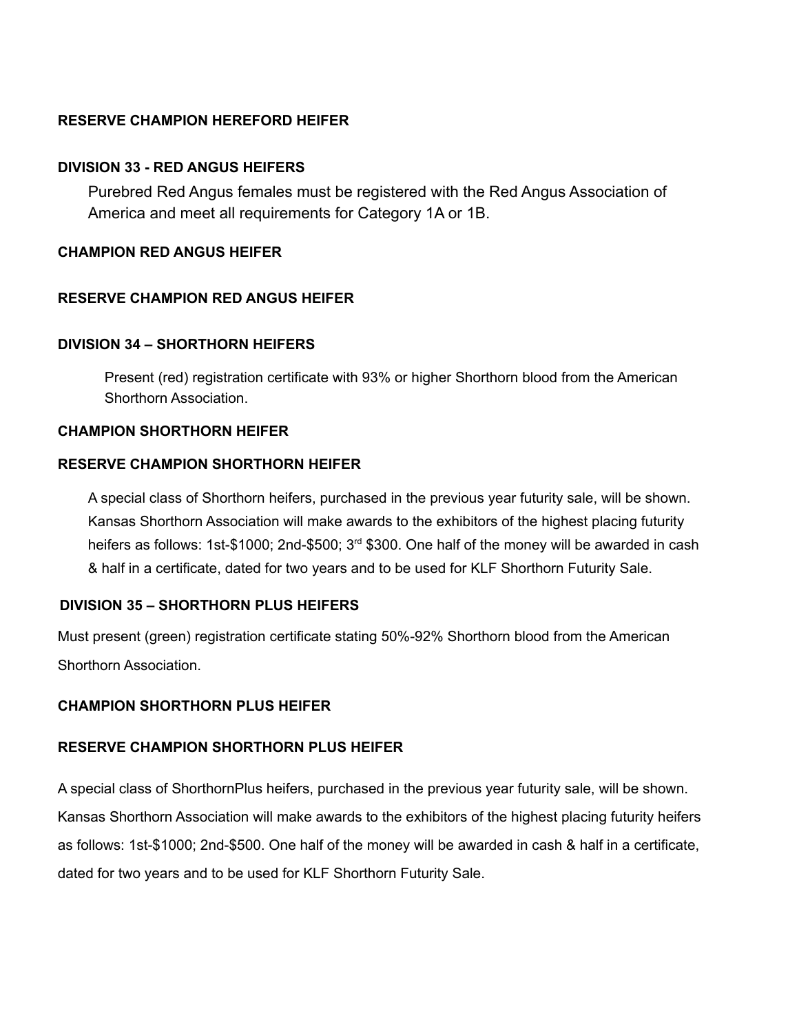**RESERVE CHAMPION HEREFORD HEIFER**

**DIVISION 33 - RED ANGUS HEIFERS**

Purebred Red Angus females must be registered with the Red Angus Association of America and meet all requirements for Category 1A or 1B.

**CHAMPION RED ANGUS HEIFER**

**RESERVE CHAMPION RED ANGUS HEIFER**

**DIVISION 34 – SHORTHORN HEIFERS**

Present (red) registration certificate with 93% or higher Shorthorn blood from the American Shorthorn Association.

**CHAMPION SHORTHORN HEIFER**

**RESERVE CHAMPION SHORTHORN HEIFER**

A special class of Shorthorn heifers, purchased in the previous year futurity sale, will be shown. Kansas Shorthorn Association will make awards to the exhibitors of the highest placing futurity heifers as follows: 1st-$1000; 2nd-$500; 3rd $300. One half of the money will be awarded in cash & half in a certificate, dated for two years and to be used for KLF Shorthorn Futurity Sale.

**DIVISION 35 – SHORTHORN PLUS HEIFERS**

Must present (green) registration certificate stating 50%-92% Shorthorn blood from the American Shorthorn Association.

**CHAMPION SHORTHORN PLUS HEIFER**

**RESERVE CHAMPION SHORTHORN PLUS HEIFER**

A special class of ShorthornPlus heifers, purchased in the previous year futurity sale, will be shown. Kansas Shorthorn Association will make awards to the exhibitors of the highest placing futurity heifers as follows: 1st-$1000; 2nd-$500. One half of the money will be awarded in cash & half in a certificate, dated for two years and to be used for KLF Shorthorn Futurity Sale.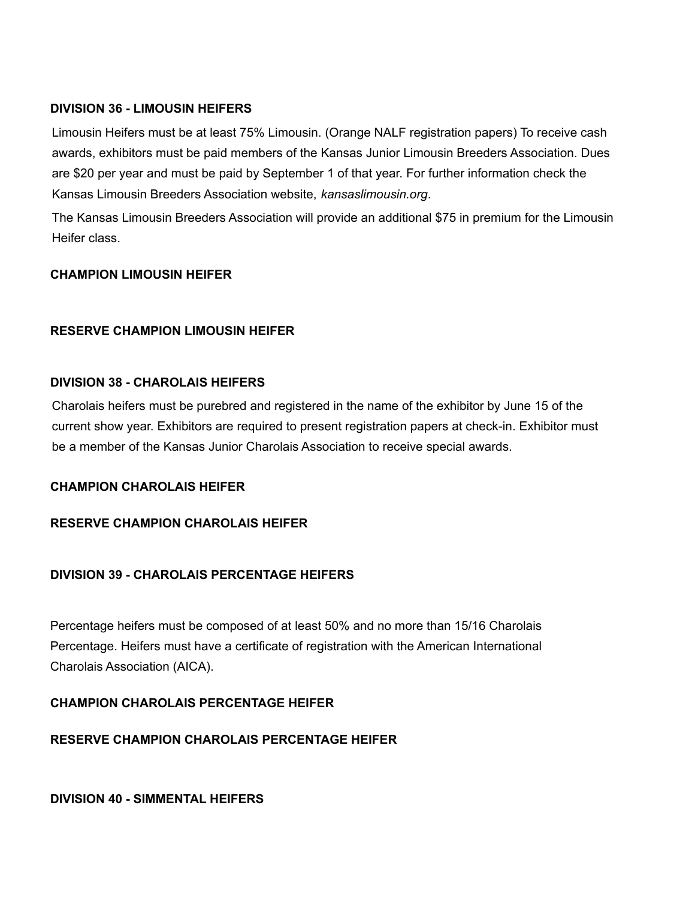### DIVISION 36 - LIMOUSIN HEIFERS

Limousin Heifers must be at least 75% Limousin. (Orange NALF registration papers) To receive cash awards, exhibitors must be paid members of the Kansas Junior Limousin Breeders Association. Dues are $20 per year and must be paid by September 1 of that year. For further information check the Kansas Limousin Breeders Association website, *kansaslimousin.org*.

The Kansas Limousin Breeders Association will provide an additional $75 in premium for the Limousin Heifer class.

**CHAMPION LIMOUSIN HEIFER**

**RESERVE CHAMPION LIMOUSIN HEIFER**

### DIVISION 38 - CHAROLAIS HEIFERS

Charolais heifers must be purebred and registered in the name of the exhibitor by June 15 of the current show year. Exhibitors are required to present registration papers at check-in. Exhibitor must be a member of the Kansas Junior Charolais Association to receive special awards.

**CHAMPION CHAROLAIS HEIFER**

**RESERVE CHAMPION CHAROLAIS HEIFER**

### DIVISION 39 - CHAROLAIS PERCENTAGE HEIFERS

Percentage heifers must be composed of at least 50% and no more than 15/16 Charolais Percentage. Heifers must have a certificate of registration with the American International Charolais Association (AICA).

**CHAMPION CHAROLAIS PERCENTAGE HEIFER**

**RESERVE CHAMPION CHAROLAIS PERCENTAGE HEIFER**

### DIVISION 40 - SIMMENTAL HEIFERS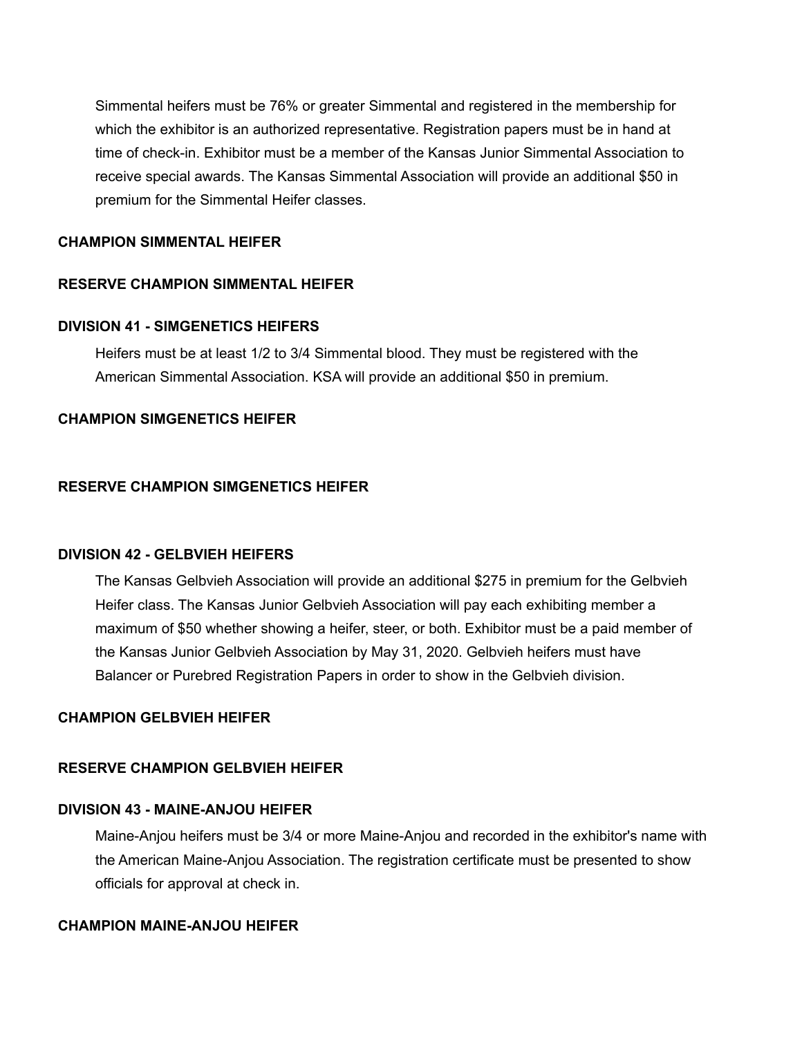Simmental heifers must be 76% or greater Simmental and registered in the membership for which the exhibitor is an authorized representative. Registration papers must be in hand at time of check-in. Exhibitor must be a member of the Kansas Junior Simmental Association to receive special awards. The Kansas Simmental Association will provide an additional $50 in premium for the Simmental Heifer classes.

**CHAMPION SIMMENTAL HEIFER**

**RESERVE CHAMPION SIMMENTAL HEIFER**

**DIVISION 41 - SIMGENETICS HEIFERS**

Heifers must be at least 1/2 to 3/4 Simmental blood. They must be registered with the American Simmental Association. KSA will provide an additional $50 in premium.

**CHAMPION SIMGENETICS HEIFER**

**RESERVE CHAMPION SIMGENETICS HEIFER**

**DIVISION 42 - GELBVIEH HEIFERS**

The Kansas Gelbvieh Association will provide an additional $275 in premium for the Gelbvieh Heifer class. The Kansas Junior Gelbvieh Association will pay each exhibiting member a maximum of $50 whether showing a heifer, steer, or both. Exhibitor must be a paid member of the Kansas Junior Gelbvieh Association by May 31, 2020. Gelbvieh heifers must have Balancer or Purebred Registration Papers in order to show in the Gelbvieh division.

**CHAMPION GELBVIEH HEIFER**

**RESERVE CHAMPION GELBVIEH HEIFER**

**DIVISION 43 - MAINE-ANJOU HEIFER**

Maine-Anjou heifers must be 3/4 or more Maine-Anjou and recorded in the exhibitor's name with the American Maine-Anjou Association. The registration certificate must be presented to show officials for approval at check in.

**CHAMPION MAINE-ANJOU HEIFER**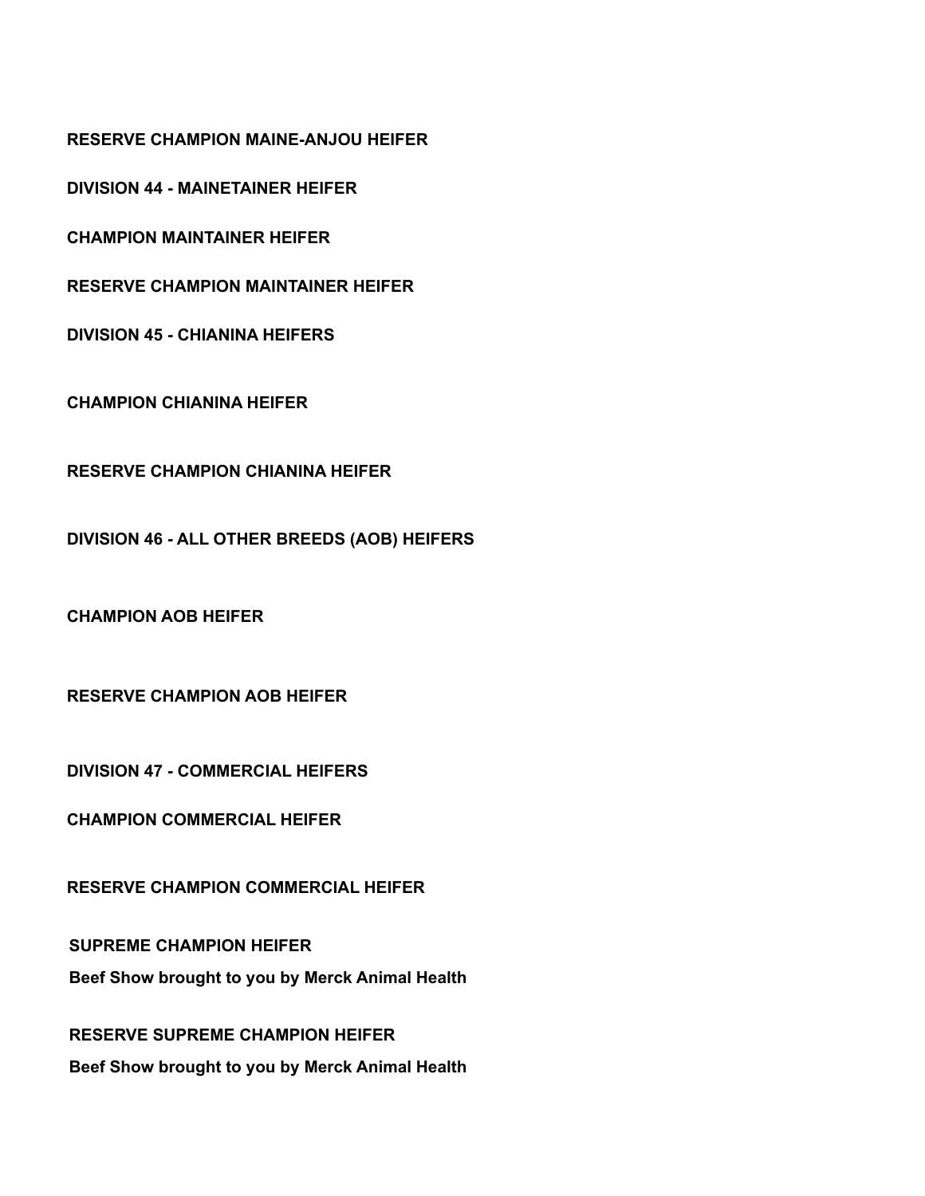**RESERVE CHAMPION MAINE-ANJOU HEIFER**

**DIVISION 44 - MAINETAINER HEIFER**

**CHAMPION MAINTAINER HEIFER**

**RESERVE CHAMPION MAINTAINER HEIFER**

**DIVISION 45 - CHIANINA HEIFERS**

**CHAMPION CHIANINA HEIFER**

**RESERVE CHAMPION CHIANINA HEIFER**

**DIVISION 46 - ALL OTHER BREEDS (AOB) HEIFERS**

**CHAMPION AOB HEIFER**

**RESERVE CHAMPION AOB HEIFER**

**DIVISION 47 - COMMERCIAL HEIFERS**

**CHAMPION COMMERCIAL HEIFER**

**RESERVE CHAMPION COMMERCIAL HEIFER**

**SUPREME CHAMPION HEIFER**

**Beef Show brought to you by Merck Animal Health**

**RESERVE SUPREME CHAMPION HEIFER**

**Beef Show brought to you by Merck Animal Health**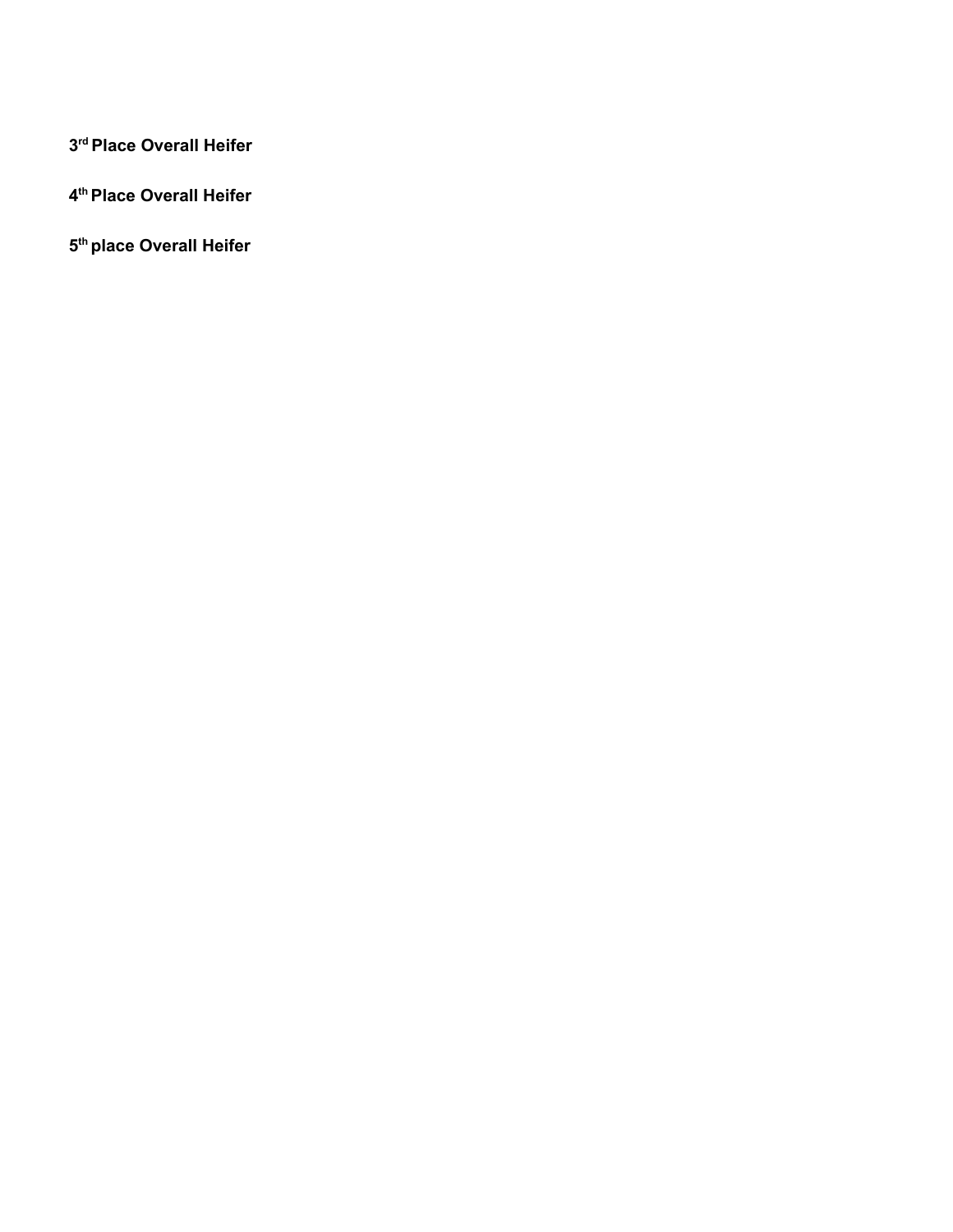**3rd Place Overall Heifer**

**4th Place Overall Heifer**

**5th place Overall Heifer**